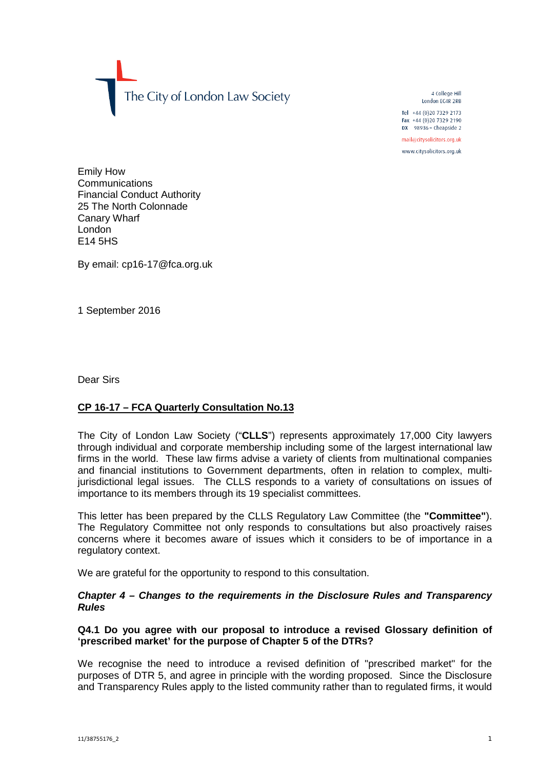The City of London Law Society

4 College Hill
London EC4R 2RB

Tel +44 (0)20 7329 2173
Fax +44 (0)20 7329 2190
DX 98936 – Cheapside 2

mail@citysolicitors.org.uk
www.citysolicitors.org.uk

Emily How
Communications
Financial Conduct Authority
25 The North Colonnade
Canary Wharf
London
E14 5HS

By email: cp16-17@fca.org.uk

1 September 2016

Dear Sirs

**CP 16-17 – FCA Quarterly Consultation No.13**

The City of London Law Society ("**CLLS**") represents approximately 17,000 City lawyers through individual and corporate membership including some of the largest international law firms in the world. These law firms advise a variety of clients from multinational companies and financial institutions to Government departments, often in relation to complex, multi-jurisdictional legal issues. The CLLS responds to a variety of consultations on issues of importance to its members through its 19 specialist committees.

This letter has been prepared by the CLLS Regulatory Law Committee (the **"Committee"**). The Regulatory Committee not only responds to consultations but also proactively raises concerns where it becomes aware of issues which it considers to be of importance in a regulatory context.

We are grateful for the opportunity to respond to this consultation.

***Chapter 4 – Changes to the requirements in the Disclosure Rules and Transparency Rules***

**Q4.1 Do you agree with our proposal to introduce a revised Glossary definition of 'prescribed market' for the purpose of Chapter 5 of the DTRs?**

We recognise the need to introduce a revised definition of "prescribed market" for the purposes of DTR 5, and agree in principle with the wording proposed. Since the Disclosure and Transparency Rules apply to the listed community rather than to regulated firms, it would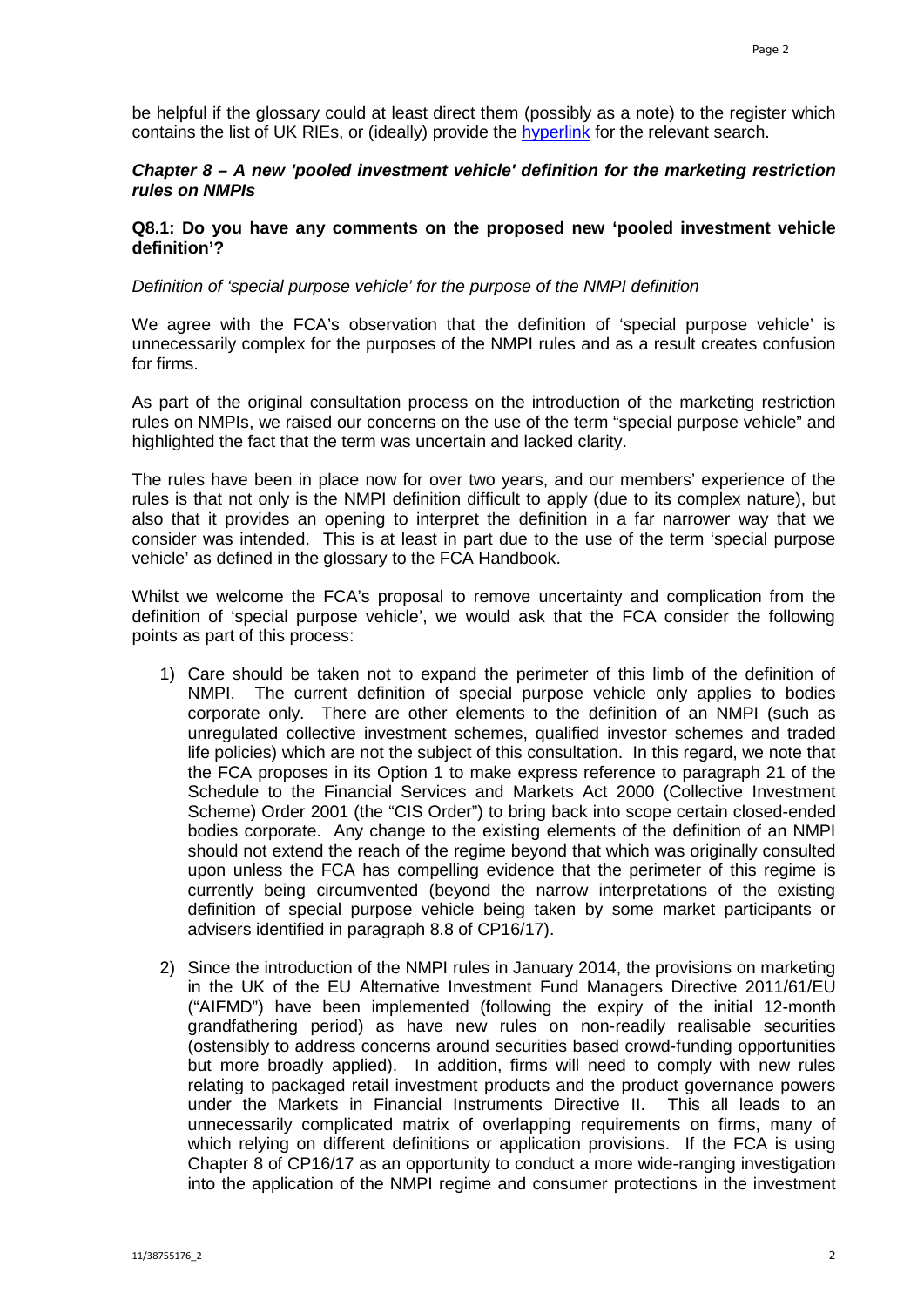be helpful if the glossary could at least direct them (possibly as a note) to the register which contains the list of UK RIEs, or (ideally) provide the hyperlink for the relevant search.

### *Chapter 8 – A new 'pooled investment vehicle' definition for the marketing restriction rules on NMPIs*

**Q8.1: Do you have any comments on the proposed new 'pooled investment vehicle definition'?**

*Definition of 'special purpose vehicle' for the purpose of the NMPI definition*

We agree with the FCA's observation that the definition of 'special purpose vehicle' is unnecessarily complex for the purposes of the NMPI rules and as a result creates confusion for firms.

As part of the original consultation process on the introduction of the marketing restriction rules on NMPIs, we raised our concerns on the use of the term "special purpose vehicle" and highlighted the fact that the term was uncertain and lacked clarity.

The rules have been in place now for over two years, and our members' experience of the rules is that not only is the NMPI definition difficult to apply (due to its complex nature), but also that it provides an opening to interpret the definition in a far narrower way that we consider was intended. This is at least in part due to the use of the term 'special purpose vehicle' as defined in the glossary to the FCA Handbook.

Whilst we welcome the FCA's proposal to remove uncertainty and complication from the definition of 'special purpose vehicle', we would ask that the FCA consider the following points as part of this process:

1) Care should be taken not to expand the perimeter of this limb of the definition of NMPI. The current definition of special purpose vehicle only applies to bodies corporate only. There are other elements to the definition of an NMPI (such as unregulated collective investment schemes, qualified investor schemes and traded life policies) which are not the subject of this consultation. In this regard, we note that the FCA proposes in its Option 1 to make express reference to paragraph 21 of the Schedule to the Financial Services and Markets Act 2000 (Collective Investment Scheme) Order 2001 (the "CIS Order") to bring back into scope certain closed-ended bodies corporate. Any change to the existing elements of the definition of an NMPI should not extend the reach of the regime beyond that which was originally consulted upon unless the FCA has compelling evidence that the perimeter of this regime is currently being circumvented (beyond the narrow interpretations of the existing definition of special purpose vehicle being taken by some market participants or advisers identified in paragraph 8.8 of CP16/17).

2) Since the introduction of the NMPI rules in January 2014, the provisions on marketing in the UK of the EU Alternative Investment Fund Managers Directive 2011/61/EU ("AIFMD") have been implemented (following the expiry of the initial 12-month grandfathering period) as have new rules on non-readily realisable securities (ostensibly to address concerns around securities based crowd-funding opportunities but more broadly applied). In addition, firms will need to comply with new rules relating to packaged retail investment products and the product governance powers under the Markets in Financial Instruments Directive II. This all leads to an unnecessarily complicated matrix of overlapping requirements on firms, many of which relying on different definitions or application provisions. If the FCA is using Chapter 8 of CP16/17 as an opportunity to conduct a more wide-ranging investigation into the application of the NMPI regime and consumer protections in the investment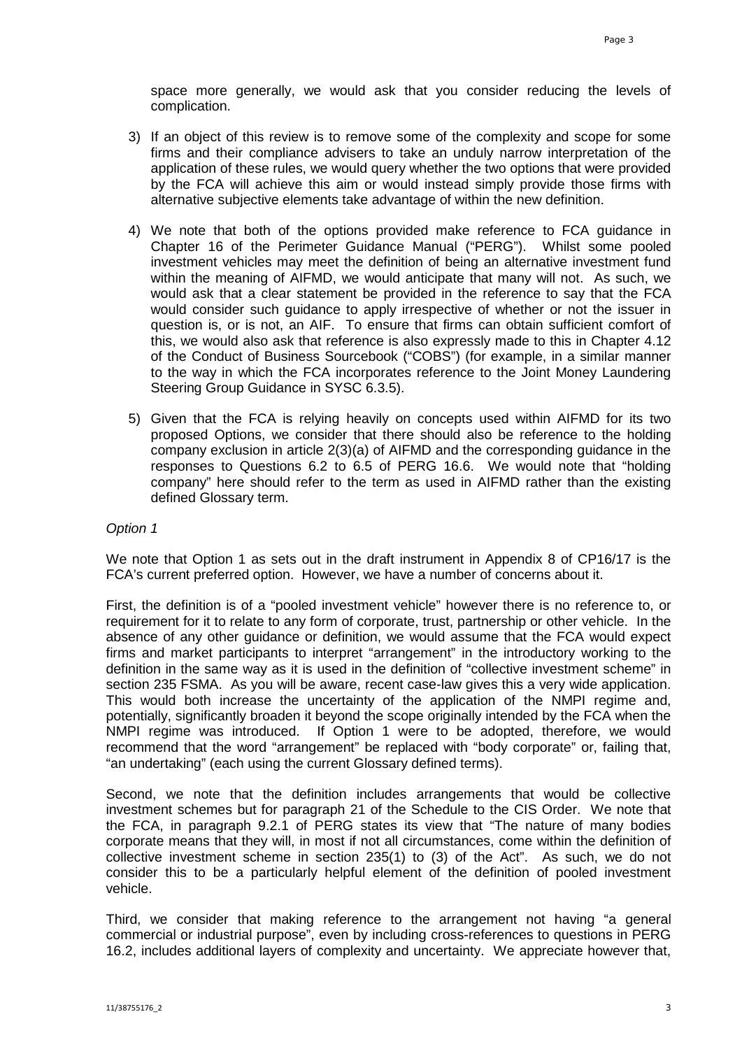space more generally, we would ask that you consider reducing the levels of complication.

3) If an object of this review is to remove some of the complexity and scope for some firms and their compliance advisers to take an unduly narrow interpretation of the application of these rules, we would query whether the two options that were provided by the FCA will achieve this aim or would instead simply provide those firms with alternative subjective elements take advantage of within the new definition.

4) We note that both of the options provided make reference to FCA guidance in Chapter 16 of the Perimeter Guidance Manual ("PERG"). Whilst some pooled investment vehicles may meet the definition of being an alternative investment fund within the meaning of AIFMD, we would anticipate that many will not. As such, we would ask that a clear statement be provided in the reference to say that the FCA would consider such guidance to apply irrespective of whether or not the issuer in question is, or is not, an AIF. To ensure that firms can obtain sufficient comfort of this, we would also ask that reference is also expressly made to this in Chapter 4.12 of the Conduct of Business Sourcebook ("COBS") (for example, in a similar manner to the way in which the FCA incorporates reference to the Joint Money Laundering Steering Group Guidance in SYSC 6.3.5).

5) Given that the FCA is relying heavily on concepts used within AIFMD for its two proposed Options, we consider that there should also be reference to the holding company exclusion in article 2(3)(a) of AIFMD and the corresponding guidance in the responses to Questions 6.2 to 6.5 of PERG 16.6. We would note that "holding company" here should refer to the term as used in AIFMD rather than the existing defined Glossary term.

*Option 1*

We note that Option 1 as sets out in the draft instrument in Appendix 8 of CP16/17 is the FCA's current preferred option. However, we have a number of concerns about it.

First, the definition is of a "pooled investment vehicle" however there is no reference to, or requirement for it to relate to any form of corporate, trust, partnership or other vehicle. In the absence of any other guidance or definition, we would assume that the FCA would expect firms and market participants to interpret "arrangement" in the introductory working to the definition in the same way as it is used in the definition of "collective investment scheme" in section 235 FSMA. As you will be aware, recent case-law gives this a very wide application. This would both increase the uncertainty of the application of the NMPI regime and, potentially, significantly broaden it beyond the scope originally intended by the FCA when the NMPI regime was introduced. If Option 1 were to be adopted, therefore, we would recommend that the word "arrangement" be replaced with "body corporate" or, failing that, "an undertaking" (each using the current Glossary defined terms).

Second, we note that the definition includes arrangements that would be collective investment schemes but for paragraph 21 of the Schedule to the CIS Order. We note that the FCA, in paragraph 9.2.1 of PERG states its view that "The nature of many bodies corporate means that they will, in most if not all circumstances, come within the definition of collective investment scheme in section 235(1) to (3) of the Act". As such, we do not consider this to be a particularly helpful element of the definition of pooled investment vehicle.

Third, we consider that making reference to the arrangement not having "a general commercial or industrial purpose", even by including cross-references to questions in PERG 16.2, includes additional layers of complexity and uncertainty. We appreciate however that,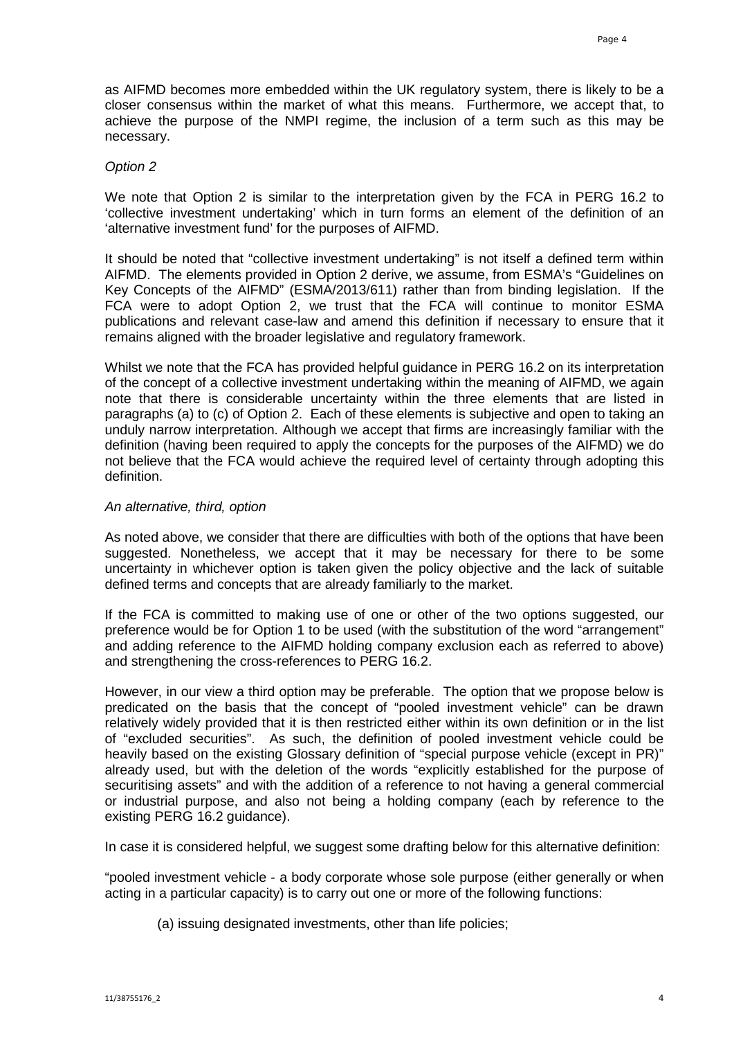as AIFMD becomes more embedded within the UK regulatory system, there is likely to be a closer consensus within the market of what this means. Furthermore, we accept that, to achieve the purpose of the NMPI regime, the inclusion of a term such as this may be necessary.

*Option 2*

We note that Option 2 is similar to the interpretation given by the FCA in PERG 16.2 to 'collective investment undertaking' which in turn forms an element of the definition of an 'alternative investment fund' for the purposes of AIFMD.

It should be noted that "collective investment undertaking" is not itself a defined term within AIFMD. The elements provided in Option 2 derive, we assume, from ESMA's "Guidelines on Key Concepts of the AIFMD" (ESMA/2013/611) rather than from binding legislation. If the FCA were to adopt Option 2, we trust that the FCA will continue to monitor ESMA publications and relevant case-law and amend this definition if necessary to ensure that it remains aligned with the broader legislative and regulatory framework.

Whilst we note that the FCA has provided helpful guidance in PERG 16.2 on its interpretation of the concept of a collective investment undertaking within the meaning of AIFMD, we again note that there is considerable uncertainty within the three elements that are listed in paragraphs (a) to (c) of Option 2. Each of these elements is subjective and open to taking an unduly narrow interpretation. Although we accept that firms are increasingly familiar with the definition (having been required to apply the concepts for the purposes of the AIFMD) we do not believe that the FCA would achieve the required level of certainty through adopting this definition.

*An alternative, third, option*

As noted above, we consider that there are difficulties with both of the options that have been suggested. Nonetheless, we accept that it may be necessary for there to be some uncertainty in whichever option is taken given the policy objective and the lack of suitable defined terms and concepts that are already familiarly to the market.

If the FCA is committed to making use of one or other of the two options suggested, our preference would be for Option 1 to be used (with the substitution of the word "arrangement" and adding reference to the AIFMD holding company exclusion each as referred to above) and strengthening the cross-references to PERG 16.2.

However, in our view a third option may be preferable. The option that we propose below is predicated on the basis that the concept of "pooled investment vehicle" can be drawn relatively widely provided that it is then restricted either within its own definition or in the list of "excluded securities". As such, the definition of pooled investment vehicle could be heavily based on the existing Glossary definition of "special purpose vehicle (except in PR)" already used, but with the deletion of the words "explicitly established for the purpose of securitising assets" and with the addition of a reference to not having a general commercial or industrial purpose, and also not being a holding company (each by reference to the existing PERG 16.2 guidance).

In case it is considered helpful, we suggest some drafting below for this alternative definition:

"pooled investment vehicle - a body corporate whose sole purpose (either generally or when acting in a particular capacity) is to carry out one or more of the following functions:

(a) issuing designated investments, other than life policies;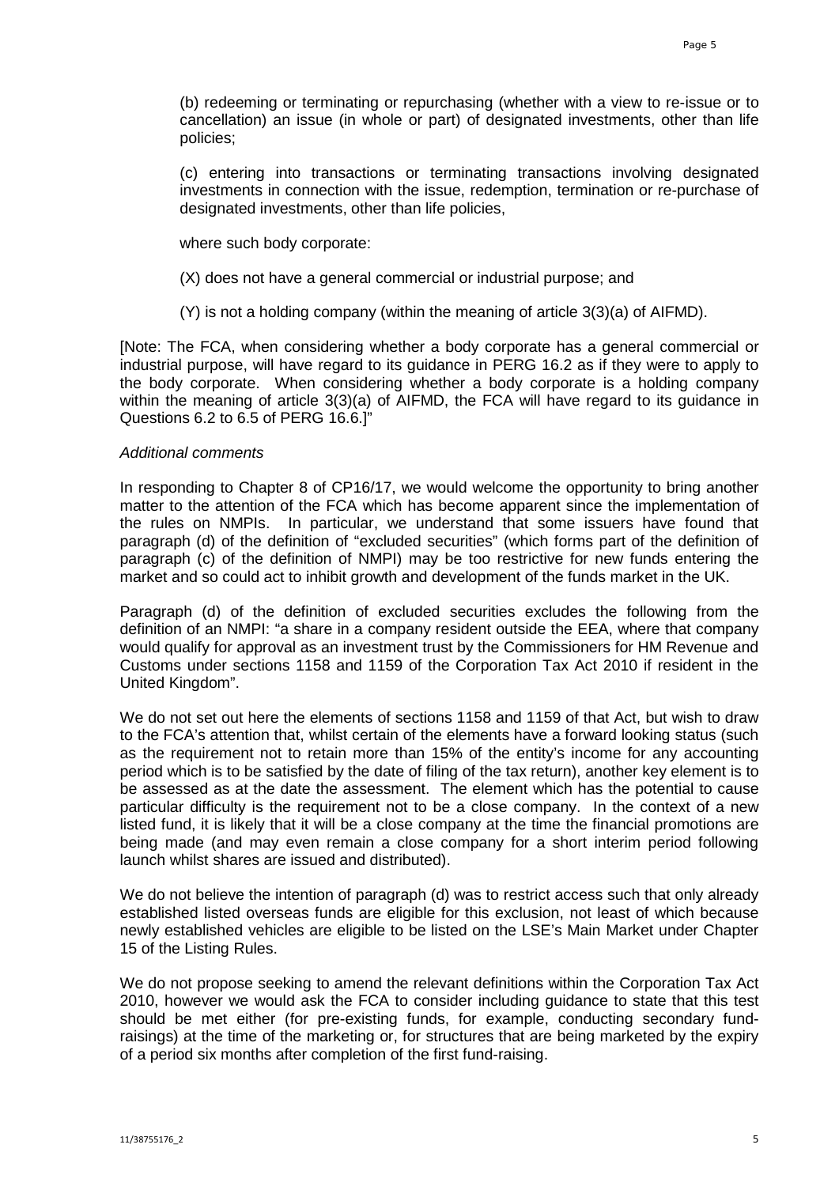(b) redeeming or terminating or repurchasing (whether with a view to re-issue or to cancellation) an issue (in whole or part) of designated investments, other than life policies;

(c) entering into transactions or terminating transactions involving designated investments in connection with the issue, redemption, termination or re-purchase of designated investments, other than life policies,

where such body corporate:

(X) does not have a general commercial or industrial purpose; and

(Y) is not a holding company (within the meaning of article 3(3)(a) of AIFMD).

[Note: The FCA, when considering whether a body corporate has a general commercial or industrial purpose, will have regard to its guidance in PERG 16.2 as if they were to apply to the body corporate. When considering whether a body corporate is a holding company within the meaning of article 3(3)(a) of AIFMD, the FCA will have regard to its guidance in Questions 6.2 to 6.5 of PERG 16.6.]"

*Additional comments*

In responding to Chapter 8 of CP16/17, we would welcome the opportunity to bring another matter to the attention of the FCA which has become apparent since the implementation of the rules on NMPIs. In particular, we understand that some issuers have found that paragraph (d) of the definition of "excluded securities" (which forms part of the definition of paragraph (c) of the definition of NMPI) may be too restrictive for new funds entering the market and so could act to inhibit growth and development of the funds market in the UK.

Paragraph (d) of the definition of excluded securities excludes the following from the definition of an NMPI: "a share in a company resident outside the EEA, where that company would qualify for approval as an investment trust by the Commissioners for HM Revenue and Customs under sections 1158 and 1159 of the Corporation Tax Act 2010 if resident in the United Kingdom".

We do not set out here the elements of sections 1158 and 1159 of that Act, but wish to draw to the FCA's attention that, whilst certain of the elements have a forward looking status (such as the requirement not to retain more than 15% of the entity's income for any accounting period which is to be satisfied by the date of filing of the tax return), another key element is to be assessed as at the date the assessment. The element which has the potential to cause particular difficulty is the requirement not to be a close company. In the context of a new listed fund, it is likely that it will be a close company at the time the financial promotions are being made (and may even remain a close company for a short interim period following launch whilst shares are issued and distributed).

We do not believe the intention of paragraph (d) was to restrict access such that only already established listed overseas funds are eligible for this exclusion, not least of which because newly established vehicles are eligible to be listed on the LSE's Main Market under Chapter 15 of the Listing Rules.

We do not propose seeking to amend the relevant definitions within the Corporation Tax Act 2010, however we would ask the FCA to consider including guidance to state that this test should be met either (for pre-existing funds, for example, conducting secondary fund-raisings) at the time of the marketing or, for structures that are being marketed by the expiry of a period six months after completion of the first fund-raising.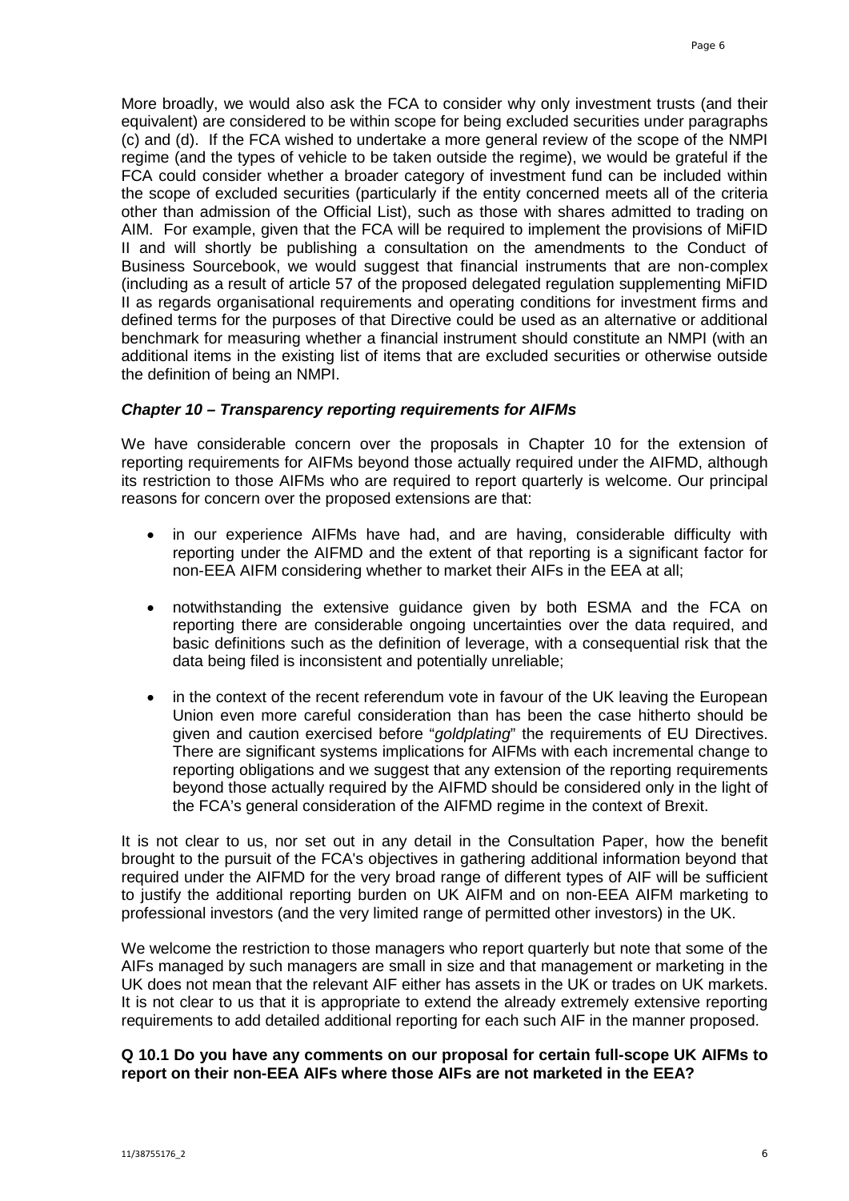More broadly, we would also ask the FCA to consider why only investment trusts (and their equivalent) are considered to be within scope for being excluded securities under paragraphs (c) and (d). If the FCA wished to undertake a more general review of the scope of the NMPI regime (and the types of vehicle to be taken outside the regime), we would be grateful if the FCA could consider whether a broader category of investment fund can be included within the scope of excluded securities (particularly if the entity concerned meets all of the criteria other than admission of the Official List), such as those with shares admitted to trading on AIM. For example, given that the FCA will be required to implement the provisions of MiFID II and will shortly be publishing a consultation on the amendments to the Conduct of Business Sourcebook, we would suggest that financial instruments that are non-complex (including as a result of article 57 of the proposed delegated regulation supplementing MiFID II as regards organisational requirements and operating conditions for investment firms and defined terms for the purposes of that Directive could be used as an alternative or additional benchmark for measuring whether a financial instrument should constitute an NMPI (with an additional items in the existing list of items that are excluded securities or otherwise outside the definition of being an NMPI.

### *Chapter 10 – Transparency reporting requirements for AIFMs*

We have considerable concern over the proposals in Chapter 10 for the extension of reporting requirements for AIFMs beyond those actually required under the AIFMD, although its restriction to those AIFMs who are required to report quarterly is welcome. Our principal reasons for concern over the proposed extensions are that:

- in our experience AIFMs have had, and are having, considerable difficulty with reporting under the AIFMD and the extent of that reporting is a significant factor for non-EEA AIFM considering whether to market their AIFs in the EEA at all;
- notwithstanding the extensive guidance given by both ESMA and the FCA on reporting there are considerable ongoing uncertainties over the data required, and basic definitions such as the definition of leverage, with a consequential risk that the data being filed is inconsistent and potentially unreliable;
- in the context of the recent referendum vote in favour of the UK leaving the European Union even more careful consideration than has been the case hitherto should be given and caution exercised before "*goldplating*" the requirements of EU Directives. There are significant systems implications for AIFMs with each incremental change to reporting obligations and we suggest that any extension of the reporting requirements beyond those actually required by the AIFMD should be considered only in the light of the FCA's general consideration of the AIFMD regime in the context of Brexit.

It is not clear to us, nor set out in any detail in the Consultation Paper, how the benefit brought to the pursuit of the FCA's objectives in gathering additional information beyond that required under the AIFMD for the very broad range of different types of AIF will be sufficient to justify the additional reporting burden on UK AIFM and on non-EEA AIFM marketing to professional investors (and the very limited range of permitted other investors) in the UK.

We welcome the restriction to those managers who report quarterly but note that some of the AIFs managed by such managers are small in size and that management or marketing in the UK does not mean that the relevant AIF either has assets in the UK or trades on UK markets. It is not clear to us that it is appropriate to extend the already extremely extensive reporting requirements to add detailed additional reporting for each such AIF in the manner proposed.

**Q 10.1 Do you have any comments on our proposal for certain full-scope UK AIFMs to report on their non-EEA AIFs where those AIFs are not marketed in the EEA?**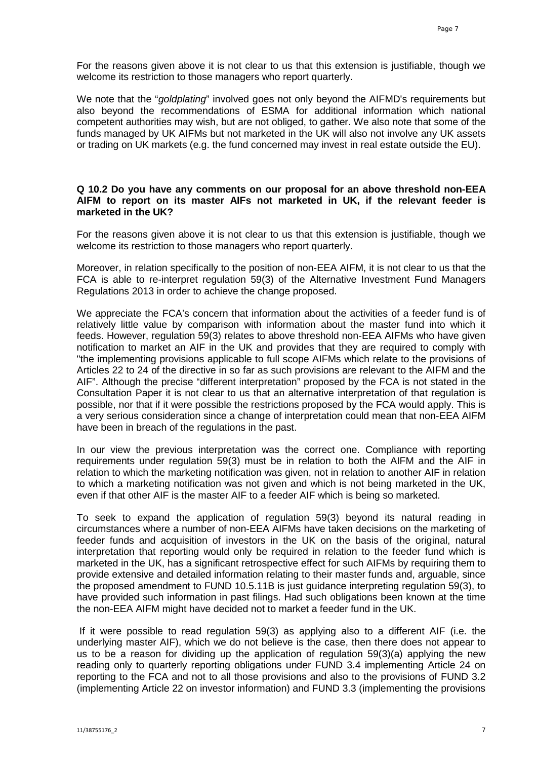For the reasons given above it is not clear to us that this extension is justifiable, though we welcome its restriction to those managers who report quarterly.

We note that the "*goldplating*" involved goes not only beyond the AIFMD's requirements but also beyond the recommendations of ESMA for additional information which national competent authorities may wish, but are not obliged, to gather. We also note that some of the funds managed by UK AIFMs but not marketed in the UK will also not involve any UK assets or trading on UK markets (e.g. the fund concerned may invest in real estate outside the EU).

**Q 10.2 Do you have any comments on our proposal for an above threshold non-EEA AIFM to report on its master AIFs not marketed in UK, if the relevant feeder is marketed in the UK?**

For the reasons given above it is not clear to us that this extension is justifiable, though we welcome its restriction to those managers who report quarterly.

Moreover, in relation specifically to the position of non-EEA AIFM, it is not clear to us that the FCA is able to re-interpret regulation 59(3) of the Alternative Investment Fund Managers Regulations 2013 in order to achieve the change proposed.

We appreciate the FCA's concern that information about the activities of a feeder fund is of relatively little value by comparison with information about the master fund into which it feeds. However, regulation 59(3) relates to above threshold non-EEA AIFMs who have given notification to market an AIF in the UK and provides that they are required to comply with "the implementing provisions applicable to full scope AIFMs which relate to the provisions of Articles 22 to 24 of the directive in so far as such provisions are relevant to the AIFM and the AIF". Although the precise "different interpretation" proposed by the FCA is not stated in the Consultation Paper it is not clear to us that an alternative interpretation of that regulation is possible, nor that if it were possible the restrictions proposed by the FCA would apply. This is a very serious consideration since a change of interpretation could mean that non-EEA AIFM have been in breach of the regulations in the past.

In our view the previous interpretation was the correct one. Compliance with reporting requirements under regulation 59(3) must be in relation to both the AIFM and the AIF in relation to which the marketing notification was given, not in relation to another AIF in relation to which a marketing notification was not given and which is not being marketed in the UK, even if that other AIF is the master AIF to a feeder AIF which is being so marketed.

To seek to expand the application of regulation 59(3) beyond its natural reading in circumstances where a number of non-EEA AIFMs have taken decisions on the marketing of feeder funds and acquisition of investors in the UK on the basis of the original, natural interpretation that reporting would only be required in relation to the feeder fund which is marketed in the UK, has a significant retrospective effect for such AIFMs by requiring them to provide extensive and detailed information relating to their master funds and, arguable, since the proposed amendment to FUND 10.5.11B is just guidance interpreting regulation 59(3), to have provided such information in past filings. Had such obligations been known at the time the non-EEA AIFM might have decided not to market a feeder fund in the UK.

If it were possible to read regulation 59(3) as applying also to a different AIF (i.e. the underlying master AIF), which we do not believe is the case, then there does not appear to us to be a reason for dividing up the application of regulation 59(3)(a) applying the new reading only to quarterly reporting obligations under FUND 3.4 implementing Article 24 on reporting to the FCA and not to all those provisions and also to the provisions of FUND 3.2 (implementing Article 22 on investor information) and FUND 3.3 (implementing the provisions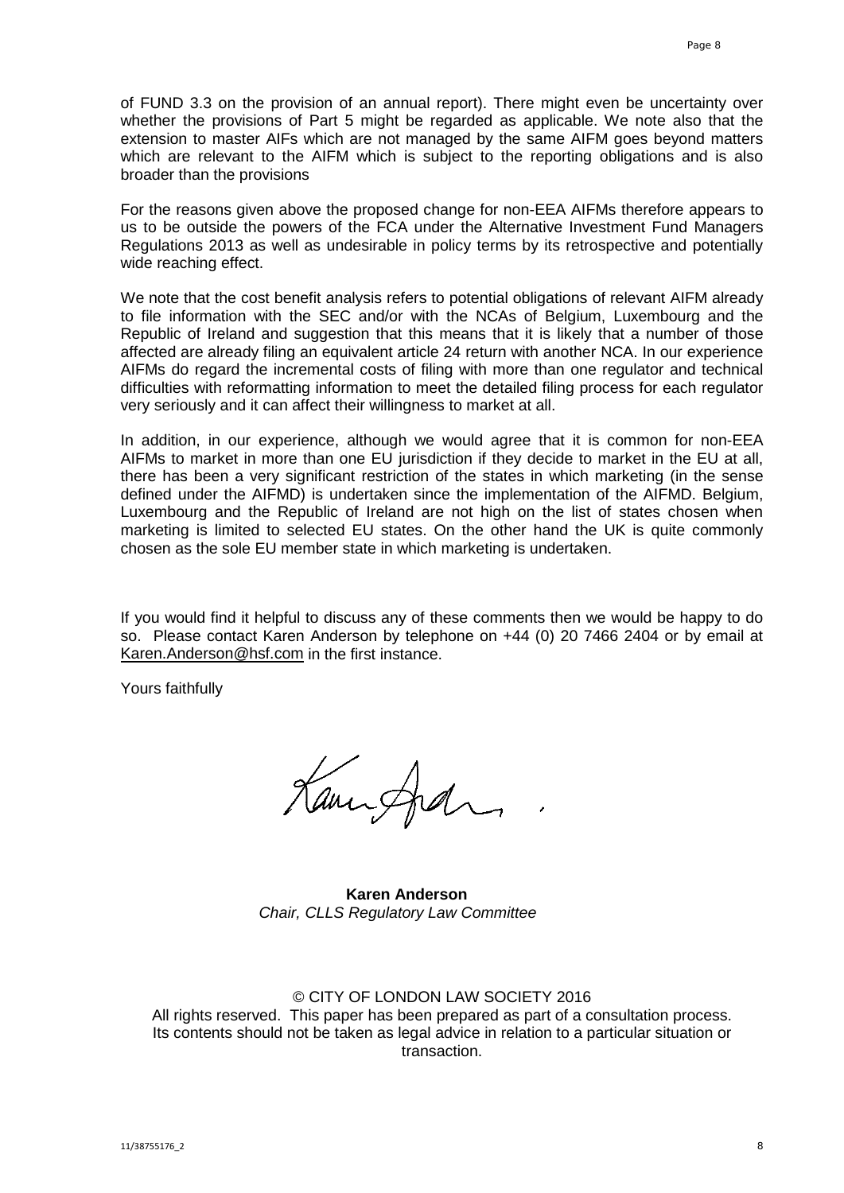of FUND 3.3 on the provision of an annual report). There might even be uncertainty over whether the provisions of Part 5 might be regarded as applicable. We note also that the extension to master AIFs which are not managed by the same AIFM goes beyond matters which are relevant to the AIFM which is subject to the reporting obligations and is also broader than the provisions

For the reasons given above the proposed change for non-EEA AIFMs therefore appears to us to be outside the powers of the FCA under the Alternative Investment Fund Managers Regulations 2013 as well as undesirable in policy terms by its retrospective and potentially wide reaching effect.

We note that the cost benefit analysis refers to potential obligations of relevant AIFM already to file information with the SEC and/or with the NCAs of Belgium, Luxembourg and the Republic of Ireland and suggestion that this means that it is likely that a number of those affected are already filing an equivalent article 24 return with another NCA. In our experience AIFMs do regard the incremental costs of filing with more than one regulator and technical difficulties with reformatting information to meet the detailed filing process for each regulator very seriously and it can affect their willingness to market at all.

In addition, in our experience, although we would agree that it is common for non-EEA AIFMs to market in more than one EU jurisdiction if they decide to market in the EU at all, there has been a very significant restriction of the states in which marketing (in the sense defined under the AIFMD) is undertaken since the implementation of the AIFMD. Belgium, Luxembourg and the Republic of Ireland are not high on the list of states chosen when marketing is limited to selected EU states. On the other hand the UK is quite commonly chosen as the sole EU member state in which marketing is undertaken.

If you would find it helpful to discuss any of these comments then we would be happy to do so. Please contact Karen Anderson by telephone on +44 (0) 20 7466 2404 or by email at Karen.Anderson@hsf.com in the first instance.

Yours faithfully

**Karen Anderson**
*Chair, CLLS Regulatory Law Committee*

© CITY OF LONDON LAW SOCIETY 2016
All rights reserved. This paper has been prepared as part of a consultation process. Its contents should not be taken as legal advice in relation to a particular situation or transaction.

11/38755176_2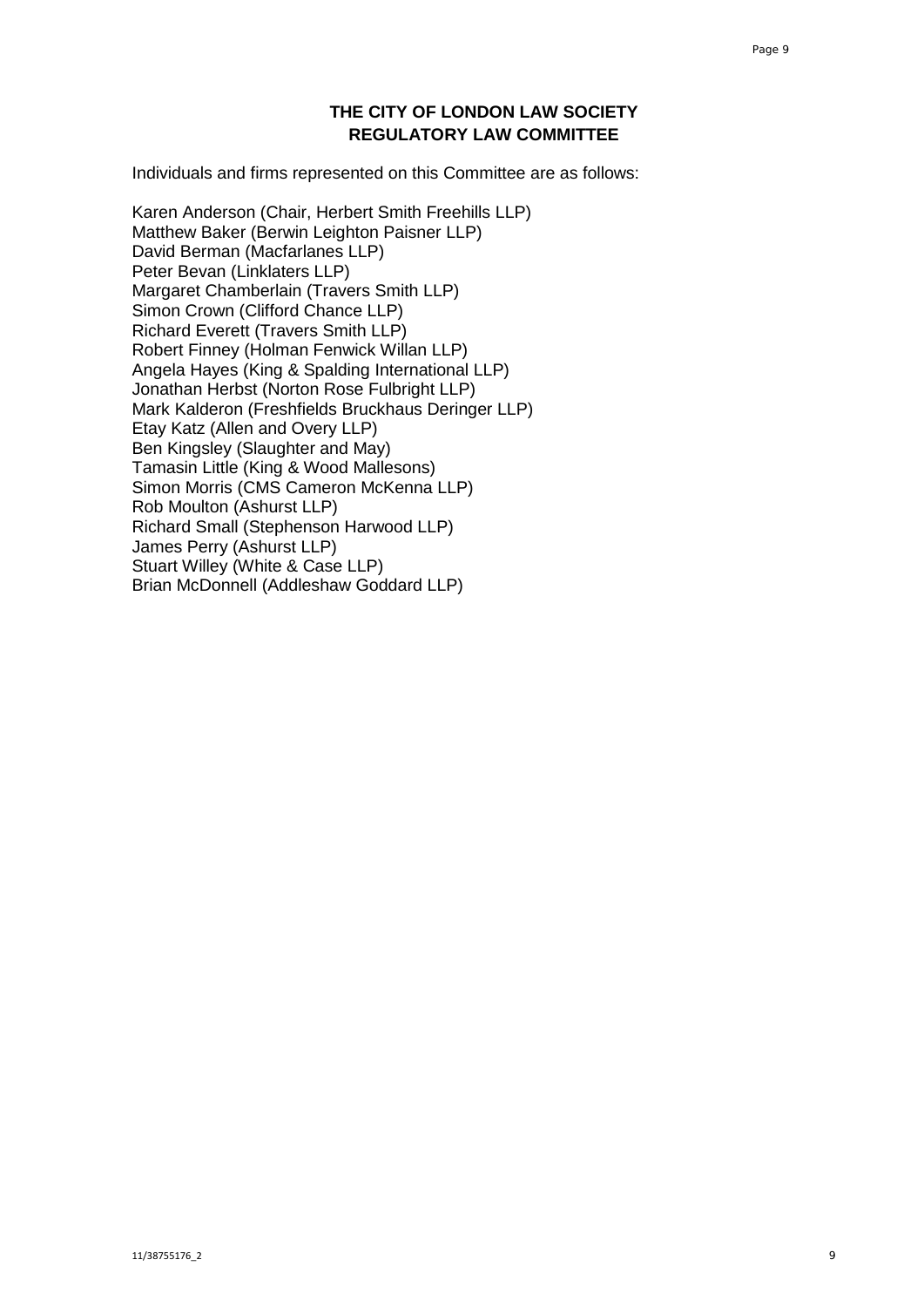## THE CITY OF LONDON LAW SOCIETY
## REGULATORY LAW COMMITTEE

Individuals and firms represented on this Committee are as follows:

Karen Anderson (Chair, Herbert Smith Freehills LLP)
Matthew Baker (Berwin Leighton Paisner LLP)
David Berman (Macfarlanes LLP)
Peter Bevan (Linklaters LLP)
Margaret Chamberlain (Travers Smith LLP)
Simon Crown (Clifford Chance LLP)
Richard Everett (Travers Smith LLP)
Robert Finney (Holman Fenwick Willan LLP)
Angela Hayes (King & Spalding International LLP)
Jonathan Herbst (Norton Rose Fulbright LLP)
Mark Kalderon (Freshfields Bruckhaus Deringer LLP)
Etay Katz (Allen and Overy LLP)
Ben Kingsley (Slaughter and May)
Tamasin Little (King & Wood Mallesons)
Simon Morris (CMS Cameron McKenna LLP)
Rob Moulton (Ashurst LLP)
Richard Small (Stephenson Harwood LLP)
James Perry (Ashurst LLP)
Stuart Willey (White & Case LLP)
Brian McDonnell (Addleshaw Goddard LLP)

11/38755176_2